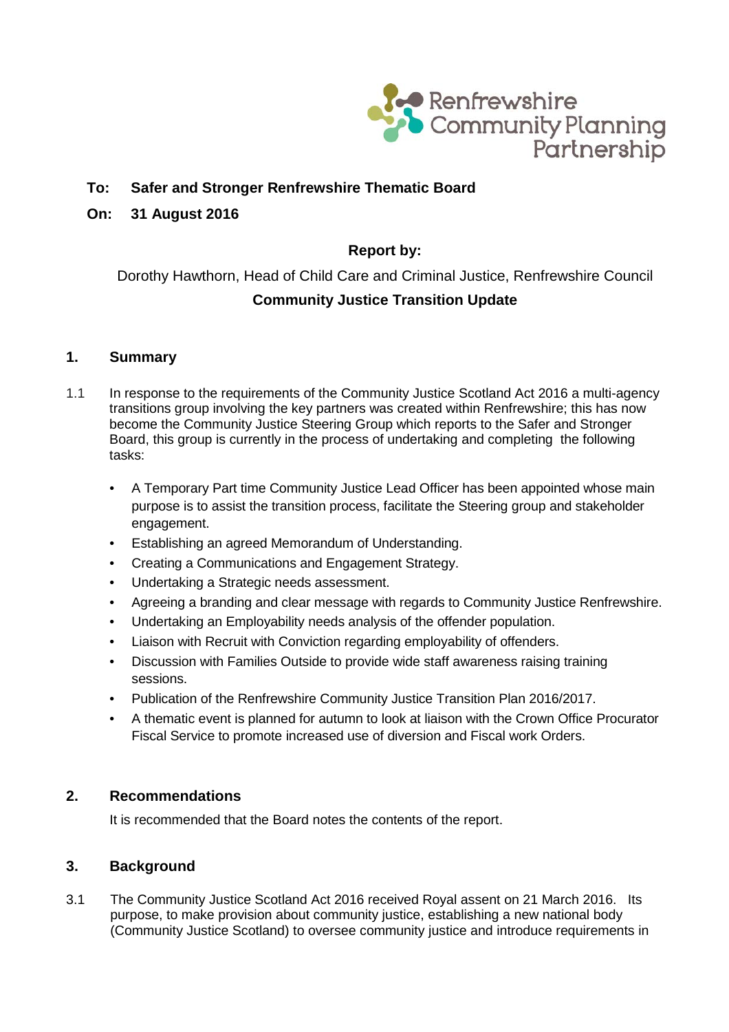Renfrewshire Community Planning Partnership

**To: Safer and Stronger Renfrewshire Thematic Board**

**On: 31 August 2016**

**Report by:**

Dorothy Hawthorn, Head of Child Care and Criminal Justice, Renfrewshire Council

**Community Justice Transition Update**

## 1. Summary

1.1 In response to the requirements of the Community Justice Scotland Act 2016 a multi-agency transitions group involving the key partners was created within Renfrewshire; this has now become the Community Justice Steering Group which reports to the Safer and Stronger Board, this group is currently in the process of undertaking and completing the following tasks:

- A Temporary Part time Community Justice Lead Officer has been appointed whose main purpose is to assist the transition process, facilitate the Steering group and stakeholder engagement.
- Establishing an agreed Memorandum of Understanding.
- Creating a Communications and Engagement Strategy.
- Undertaking a Strategic needs assessment.
- Agreeing a branding and clear message with regards to Community Justice Renfrewshire.
- Undertaking an Employability needs analysis of the offender population.
- Liaison with Recruit with Conviction regarding employability of offenders.
- Discussion with Families Outside to provide wide staff awareness raising training sessions.
- Publication of the Renfrewshire Community Justice Transition Plan 2016/2017.
- A thematic event is planned for autumn to look at liaison with the Crown Office Procurator Fiscal Service to promote increased use of diversion and Fiscal work Orders.

## 2. Recommendations

It is recommended that the Board notes the contents of the report.

## 3. Background

3.1 The Community Justice Scotland Act 2016 received Royal assent on 21 March 2016. Its purpose, to make provision about community justice, establishing a new national body (Community Justice Scotland) to oversee community justice and introduce requirements in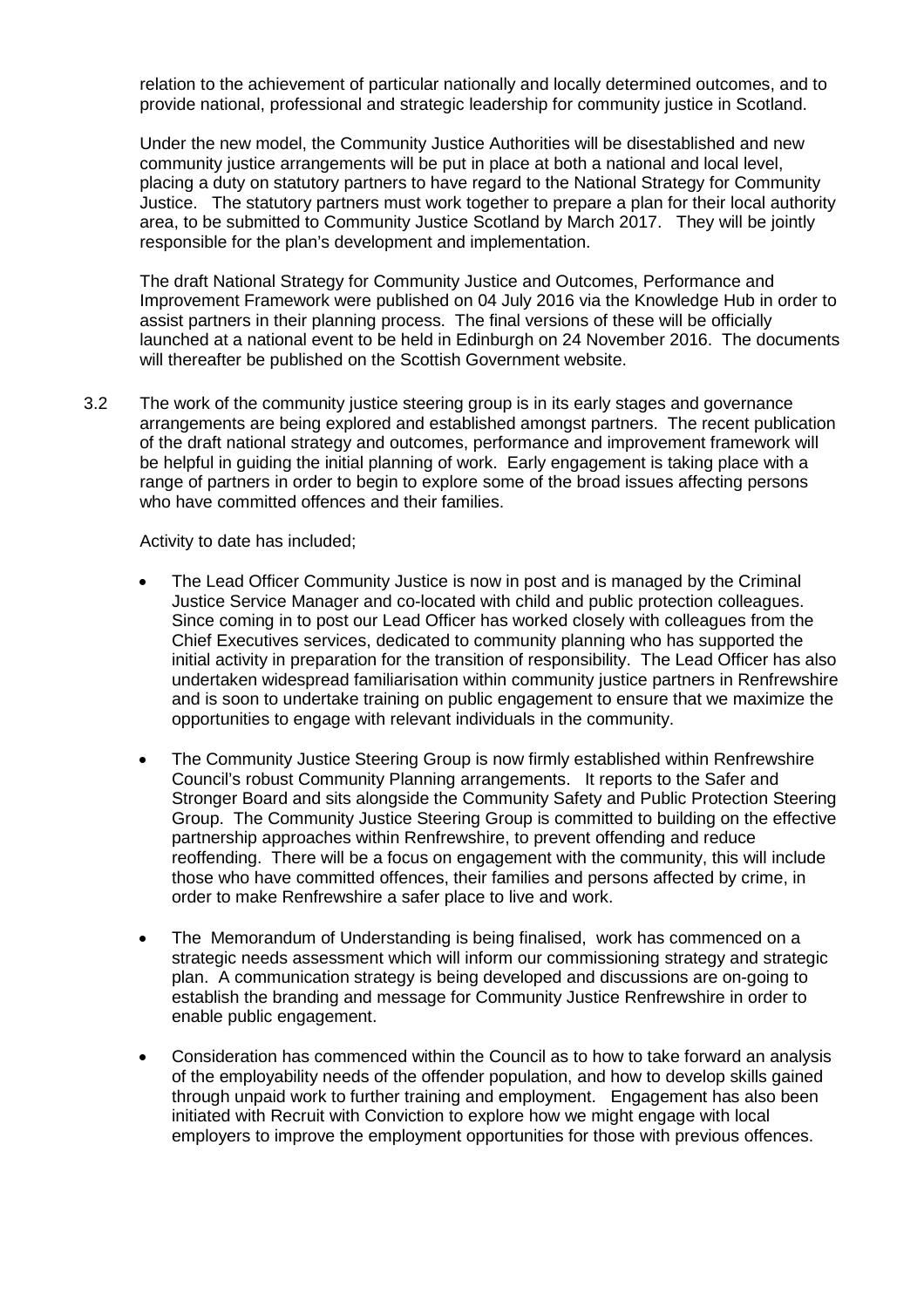relation to the achievement of particular nationally and locally determined outcomes, and to provide national, professional and strategic leadership for community justice in Scotland.

Under the new model, the Community Justice Authorities will be disestablished and new community justice arrangements will be put in place at both a national and local level, placing a duty on statutory partners to have regard to the National Strategy for Community Justice. The statutory partners must work together to prepare a plan for their local authority area, to be submitted to Community Justice Scotland by March 2017. They will be jointly responsible for the plan's development and implementation.

The draft National Strategy for Community Justice and Outcomes, Performance and Improvement Framework were published on 04 July 2016 via the Knowledge Hub in order to assist partners in their planning process. The final versions of these will be officially launched at a national event to be held in Edinburgh on 24 November 2016. The documents will thereafter be published on the Scottish Government website.

3.2 The work of the community justice steering group is in its early stages and governance arrangements are being explored and established amongst partners. The recent publication of the draft national strategy and outcomes, performance and improvement framework will be helpful in guiding the initial planning of work. Early engagement is taking place with a range of partners in order to begin to explore some of the broad issues affecting persons who have committed offences and their families.

Activity to date has included;

- The Lead Officer Community Justice is now in post and is managed by the Criminal Justice Service Manager and co-located with child and public protection colleagues. Since coming in to post our Lead Officer has worked closely with colleagues from the Chief Executives services, dedicated to community planning who has supported the initial activity in preparation for the transition of responsibility. The Lead Officer has also undertaken widespread familiarisation within community justice partners in Renfrewshire and is soon to undertake training on public engagement to ensure that we maximize the opportunities to engage with relevant individuals in the community.

- The Community Justice Steering Group is now firmly established within Renfrewshire Council's robust Community Planning arrangements. It reports to the Safer and Stronger Board and sits alongside the Community Safety and Public Protection Steering Group. The Community Justice Steering Group is committed to building on the effective partnership approaches within Renfrewshire, to prevent offending and reduce reoffending. There will be a focus on engagement with the community, this will include those who have committed offences, their families and persons affected by crime, in order to make Renfrewshire a safer place to live and work.

- The Memorandum of Understanding is being finalised, work has commenced on a strategic needs assessment which will inform our commissioning strategy and strategic plan. A communication strategy is being developed and discussions are on-going to establish the branding and message for Community Justice Renfrewshire in order to enable public engagement.

- Consideration has commenced within the Council as to how to take forward an analysis of the employability needs of the offender population, and how to develop skills gained through unpaid work to further training and employment. Engagement has also been initiated with Recruit with Conviction to explore how we might engage with local employers to improve the employment opportunities for those with previous offences.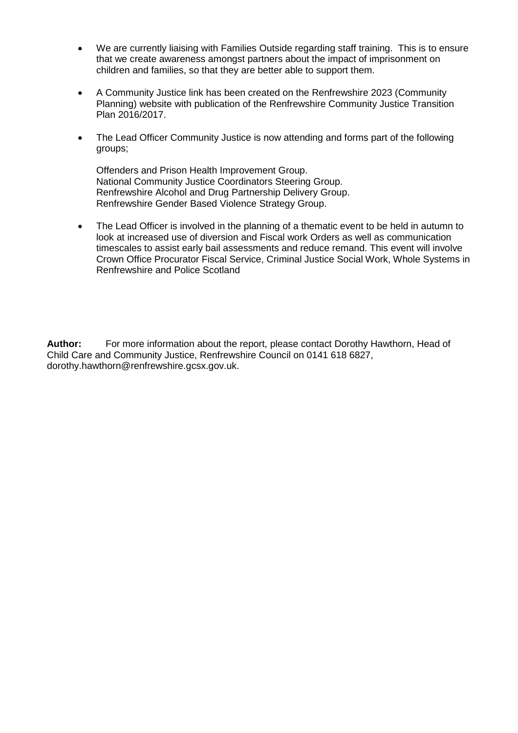- We are currently liaising with Families Outside regarding staff training. This is to ensure that we create awareness amongst partners about the impact of imprisonment on children and families, so that they are better able to support them.

- A Community Justice link has been created on the Renfrewshire 2023 (Community Planning) website with publication of the Renfrewshire Community Justice Transition Plan 2016/2017.

- The Lead Officer Community Justice is now attending and forms part of the following groups;

  Offenders and Prison Health Improvement Group.
  National Community Justice Coordinators Steering Group.
  Renfrewshire Alcohol and Drug Partnership Delivery Group.
  Renfrewshire Gender Based Violence Strategy Group.

- The Lead Officer is involved in the planning of a thematic event to be held in autumn to look at increased use of diversion and Fiscal work Orders as well as communication timescales to assist early bail assessments and reduce remand. This event will involve Crown Office Procurator Fiscal Service, Criminal Justice Social Work, Whole Systems in Renfrewshire and Police Scotland

**Author:** For more information about the report, please contact Dorothy Hawthorn, Head of Child Care and Community Justice, Renfrewshire Council on 0141 618 6827, dorothy.hawthorn@renfrewshire.gcsx.gov.uk.